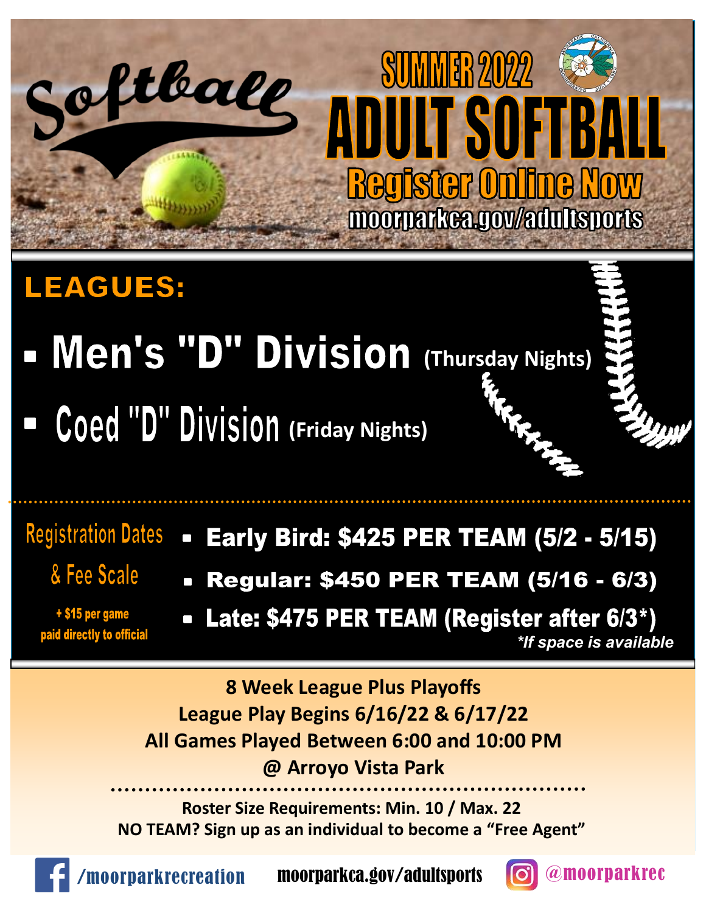# Softball

## SUMMER 2022
# ADULT SOFTBALL
## Register Online Now
moorparkca.gov/adultsports

## LEAGUES:

- **Men's "D" Division** (Thursday Nights)
- **Coed "D" Division** (Friday Nights)

### Registration Dates & Fee Scale

+ $15 per game paid directly to official

- **Early Bird: $425 PER TEAM (5/2 - 5/15)**
- **Regular: $450 PER TEAM (5/16 - 6/3)**
- **Late: $475 PER TEAM (Register after 6/3*)**

*\*If space is available*

**8 Week League Plus Playoffs**
**League Play Begins 6/16/22 & 6/17/22**
**All Games Played Between 6:00 and 10:00 PM**
**@ Arroyo Vista Park**

**Roster Size Requirements: Min. 10 / Max. 22**
**NO TEAM? Sign up as an individual to become a "Free Agent"**

/moorparkrecreation  moorparkca.gov/adultsports  @moorparkrec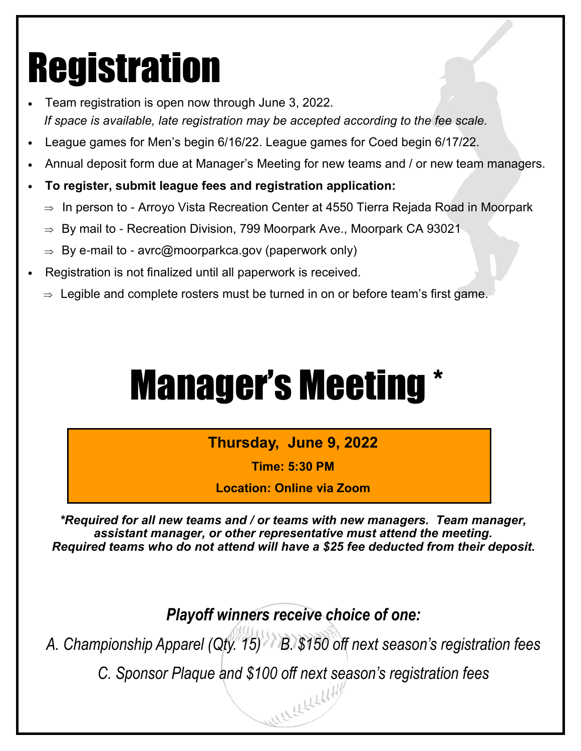# Registration

- Team registration is open now through June 3, 2022.
  *If space is available, late registration may be accepted according to the fee scale.*
- League games for Men's begin 6/16/22. League games for Coed begin 6/17/22.
- Annual deposit form due at Manager's Meeting for new teams and / or new team managers.
- **To register, submit league fees and registration application:**
  - ⇒ In person to - Arroyo Vista Recreation Center at 4550 Tierra Rejada Road in Moorpark
  - ⇒ By mail to - Recreation Division, 799 Moorpark Ave., Moorpark CA 93021
  - ⇒ By e-mail to - avrc@moorparkca.gov (paperwork only)
- Registration is not finalized until all paperwork is received.
  - ⇒ Legible and complete rosters must be turned in on or before team's first game.

# Manager's Meeting *

**Thursday, June 9, 2022**

**Time: 5:30 PM**

**Location: Online via Zoom**

***Required for all new teams and / or teams with new managers. Team manager, assistant manager, or other representative must attend the meeting. Required teams who do not attend will have a $25 fee deducted from their deposit.***

***Playoff winners receive choice of one:***

*A. Championship Apparel (Qty. 15) B. $150 off next season's registration fees*

*C. Sponsor Plaque and $100 off next season's registration fees*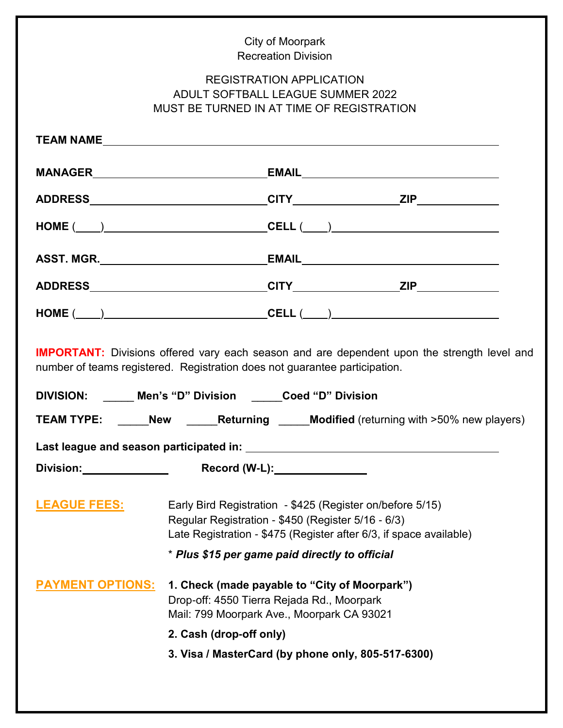City of Moorpark
Recreation Division

REGISTRATION APPLICATION
ADULT SOFTBALL LEAGUE SUMMER 2022
MUST BE TURNED IN AT TIME OF REGISTRATION

**TEAM NAME** ______________________________________________

**MANAGER** ______________________ **EMAIL** ______________________

**ADDRESS** ______________________ **CITY** ______________ **ZIP** __________

**HOME** (____)______________________ **CELL** (____)______________________

**ASST. MGR.** ______________________ **EMAIL** ______________________

**ADDRESS** ______________________ **CITY** ______________ **ZIP** __________

**HOME** (____)______________________ **CELL** (____)______________________

**IMPORTANT:** Divisions offered vary each season and are dependent upon the strength level and number of teams registered. Registration does not guarantee participation.

**DIVISION:** _____ **Men's "D" Division** _____**Coed "D" Division**

**TEAM TYPE:** _____**New** _____**Returning** _____**Modified** (returning with >50% new players)

**Last league and season participated in:** ______________________________

**Division:** ____________ **Record (W-L):** ____________

**LEAGUE FEES:**

Early Bird Registration - $425 (Register on/before 5/15)
Regular Registration - $450 (Register 5/16 - 6/3)
Late Registration - $475 (Register after 6/3, if space available)

* ***Plus $15 per game paid directly to official***

**PAYMENT OPTIONS:**

**1. Check (made payable to "City of Moorpark")**
Drop-off: 4550 Tierra Rejada Rd., Moorpark
Mail: 799 Moorpark Ave., Moorpark CA 93021

**2. Cash (drop-off only)**

**3. Visa / MasterCard (by phone only, 805-517-6300)**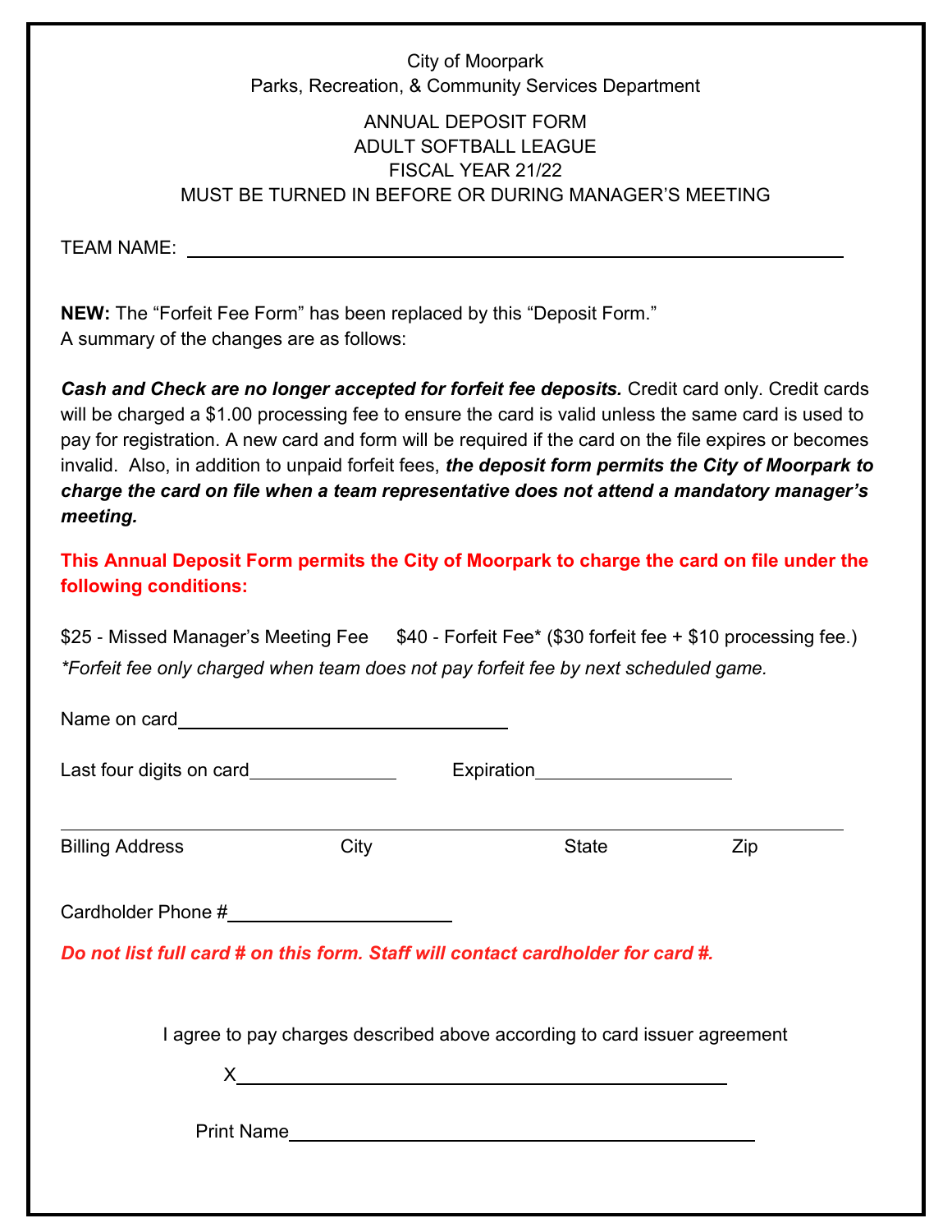City of Moorpark
Parks, Recreation, & Community Services Department

ANNUAL DEPOSIT FORM
ADULT SOFTBALL LEAGUE
FISCAL YEAR 21/22
MUST BE TURNED IN BEFORE OR DURING MANAGER'S MEETING

TEAM NAME: ______________________________________________

**NEW:** The "Forfeit Fee Form" has been replaced by this "Deposit Form."
A summary of the changes are as follows:

***Cash and Check are no longer accepted for forfeit fee deposits.*** Credit card only. Credit cards will be charged a $1.00 processing fee to ensure the card is valid unless the same card is used to pay for registration. A new card and form will be required if the card on the file expires or becomes invalid. Also, in addition to unpaid forfeit fees, ***the deposit form permits the City of Moorpark to charge the card on file when a team representative does not attend a mandatory manager's meeting.***

**This Annual Deposit Form permits the City of Moorpark to charge the card on file under the following conditions:**

$25 - Missed Manager's Meeting Fee $40 - Forfeit Fee* ($30 forfeit fee + $10 processing fee.)

*\*Forfeit fee only charged when team does not pay forfeit fee by next scheduled game.*

Name on card______________________________

Last four digits on card____________ Expiration________________

______________________________________________________________
Billing Address City State Zip

Cardholder Phone #__________________

***Do not list full card # on this form. Staff will contact cardholder for card #.***

I agree to pay charges described above according to card issuer agreement

X______________________________________

Print Name______________________________________